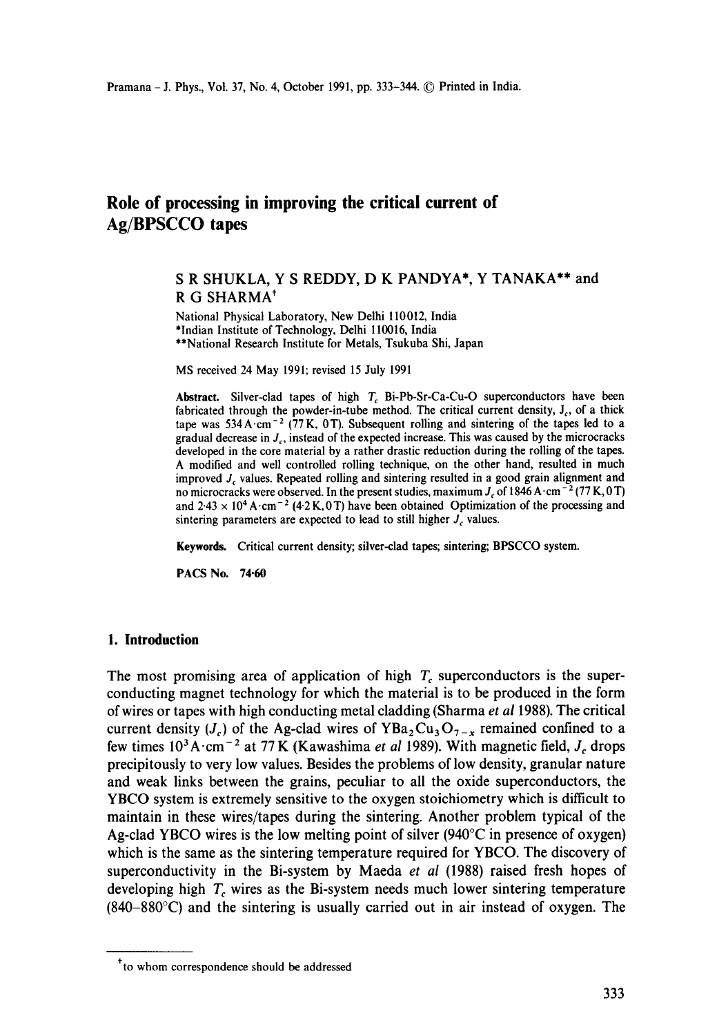# Role of processing in improving the critical current of Ag/BPSCCO tapes

S R SHUKLA, Y S REDDY, D K PANDYA*, Y TANAKA** and R G SHARMA[†]

National Physical Laboratory, New Delhi 110012, India

*Indian Institute of Technology, Delhi 110016, India

**National Research Institute for Metals, Tsukuba Shi, Japan

MS received 24 May 1991; revised 15 July 1991

**Abstract.** Silver-clad tapes of high $T_c$ Bi-Pb-Sr-Ca-Cu-O superconductors have been fabricated through the powder-in-tube method. The critical current density, $J_c$, of a thick tape was $534\,\mathrm{A\cdot cm^{-2}}$ (77 K, 0 T). Subsequent rolling and sintering of the tapes led to a gradual decrease in $J_c$, instead of the expected increase. This was caused by the microcracks developed in the core material by a rather drastic reduction during the rolling of the tapes. A modified and well controlled rolling technique, on the other hand, resulted in much improved $J_c$ values. Repeated rolling and sintering resulted in a good grain alignment and no microcracks were observed. In the present studies, maximum $J_c$ of $1846\,\mathrm{A\cdot cm^{-2}}$ (77 K, 0 T) and $2{\cdot}43 \times 10^4\,\mathrm{A\cdot cm^{-2}}$ (4·2 K, 0 T) have been obtained Optimization of the processing and sintering parameters are expected to lead to still higher $J_c$ values.

**Keywords.** Critical current density; silver-clad tapes; sintering; BPSCCO system.

**PACS No.** 74·60

## 1. Introduction

The most promising area of application of high $T_c$ superconductors is the superconducting magnet technology for which the material is to be produced in the form of wires or tapes with high conducting metal cladding (Sharma *et al* 1988). The critical current density ($J_c$) of the Ag-clad wires of $YBa_2Cu_3O_{7-x}$ remained confined to a few times $10^3\,\mathrm{A\cdot cm^{-2}}$ at 77 K (Kawashima *et al* 1989). With magnetic field, $J_c$ drops precipitously to very low values. Besides the problems of low density, granular nature and weak links between the grains, peculiar to all the oxide superconductors, the YBCO system is extremely sensitive to the oxygen stoichiometry which is difficult to maintain in these wires/tapes during the sintering. Another problem typical of the Ag-clad YBCO wires is the low melting point of silver (940°C in presence of oxygen) which is the same as the sintering temperature required for YBCO. The discovery of superconductivity in the Bi-system by Maeda *et al* (1988) raised fresh hopes of developing high $T_c$ wires as the Bi-system needs much lower sintering temperature (840–880°C) and the sintering is usually carried out in air instead of oxygen. The

[†]to whom correspondence should be addressed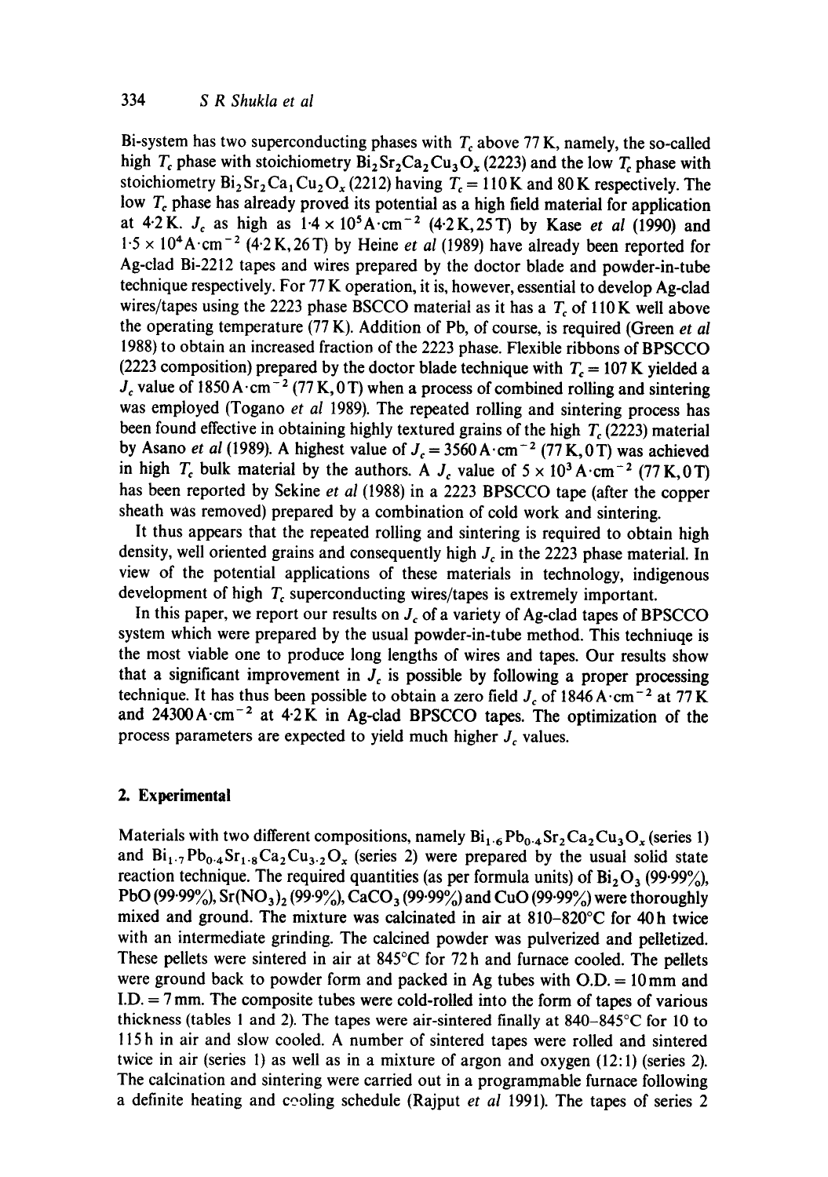Bi-system has two superconducting phases with $T_c$ above 77 K, namely, the so-called high $T_c$ phase with stoichiometry $Bi_2Sr_2Ca_2Cu_3O_x$ (2223) and the low $T_c$ phase with stoichiometry $Bi_2Sr_2Ca_1Cu_2O_x$ (2212) having $T_c = 110$ K and 80 K respectively. The low $T_c$ phase has already proved its potential as a high field material for application at 4·2 K. $J_c$ as high as $1{\cdot}4 \times 10^5\,A{\cdot}cm^{-2}$ (4·2 K, 25 T) by Kase *et al* (1990) and $1{\cdot}5 \times 10^4\,A{\cdot}cm^{-2}$ (4·2 K, 26 T) by Heine *et al* (1989) have already been reported for Ag-clad Bi-2212 tapes and wires prepared by the doctor blade and powder-in-tube technique respectively. For 77 K operation, it is, however, essential to develop Ag-clad wires/tapes using the 2223 phase BSCCO material as it has a $T_c$ of 110 K well above the operating temperature (77 K). Addition of Pb, of course, is required (Green *et al* 1988) to obtain an increased fraction of the 2223 phase. Flexible ribbons of BPSCCO (2223 composition) prepared by the doctor blade technique with $T_c = 107$ K yielded a $J_c$ value of $1850\,A{\cdot}cm^{-2}$ (77 K, 0 T) when a process of combined rolling and sintering was employed (Togano *et al* 1989). The repeated rolling and sintering process has been found effective in obtaining highly textured grains of the high $T_c$ (2223) material by Asano *et al* (1989). A highest value of $J_c = 3560\,A{\cdot}cm^{-2}$ (77 K, 0 T) was achieved in high $T_c$ bulk material by the authors. A $J_c$ value of $5 \times 10^3\,A{\cdot}cm^{-2}$ (77 K, 0 T) has been reported by Sekine *et al* (1988) in a 2223 BPSCCO tape (after the copper sheath was removed) prepared by a combination of cold work and sintering.

It thus appears that the repeated rolling and sintering is required to obtain high density, well oriented grains and consequently high $J_c$ in the 2223 phase material. In view of the potential applications of these materials in technology, indigenous development of high $T_c$ superconducting wires/tapes is extremely important.

In this paper, we report our results on $J_c$ of a variety of Ag-clad tapes of BPSCCO system which were prepared by the usual powder-in-tube method. This techniuqe is the most viable one to produce long lengths of wires and tapes. Our results show that a significant improvement in $J_c$ is possible by following a proper processing technique. It has thus been possible to obtain a zero field $J_c$ of $1846\,A{\cdot}cm^{-2}$ at 77 K and $24300\,A{\cdot}cm^{-2}$ at 4·2 K in Ag-clad BPSCCO tapes. The optimization of the process parameters are expected to yield much higher $J_c$ values.

## 2. Experimental

Materials with two different compositions, namely $Bi_{1.6}Pb_{0.4}Sr_2Ca_2Cu_3O_x$ (series 1) and $Bi_{1.7}Pb_{0.4}Sr_{1.8}Ca_2Cu_{3.2}O_x$ (series 2) were prepared by the usual solid state reaction technique. The required quantities (as per formula units) of $Bi_2O_3$ (99·99%), PbO (99·99%), $Sr(NO_3)_2$ (99·9%), $CaCO_3$ (99·99%) and CuO (99·99%) were thoroughly mixed and ground. The mixture was calcinated in air at 810–820°C for 40 h twice with an intermediate grinding. The calcined powder was pulverized and pelletized. These pellets were sintered in air at 845°C for 72 h and furnace cooled. The pellets were ground back to powder form and packed in Ag tubes with O.D. = 10 mm and I.D. = 7 mm. The composite tubes were cold-rolled into the form of tapes of various thickness (tables 1 and 2). The tapes were air-sintered finally at 840–845°C for 10 to 115 h in air and slow cooled. A number of sintered tapes were rolled and sintered twice in air (series 1) as well as in a mixture of argon and oxygen (12:1) (series 2). The calcination and sintering were carried out in a programmable furnace following a definite heating and cooling schedule (Rajput *et al* 1991). The tapes of series 2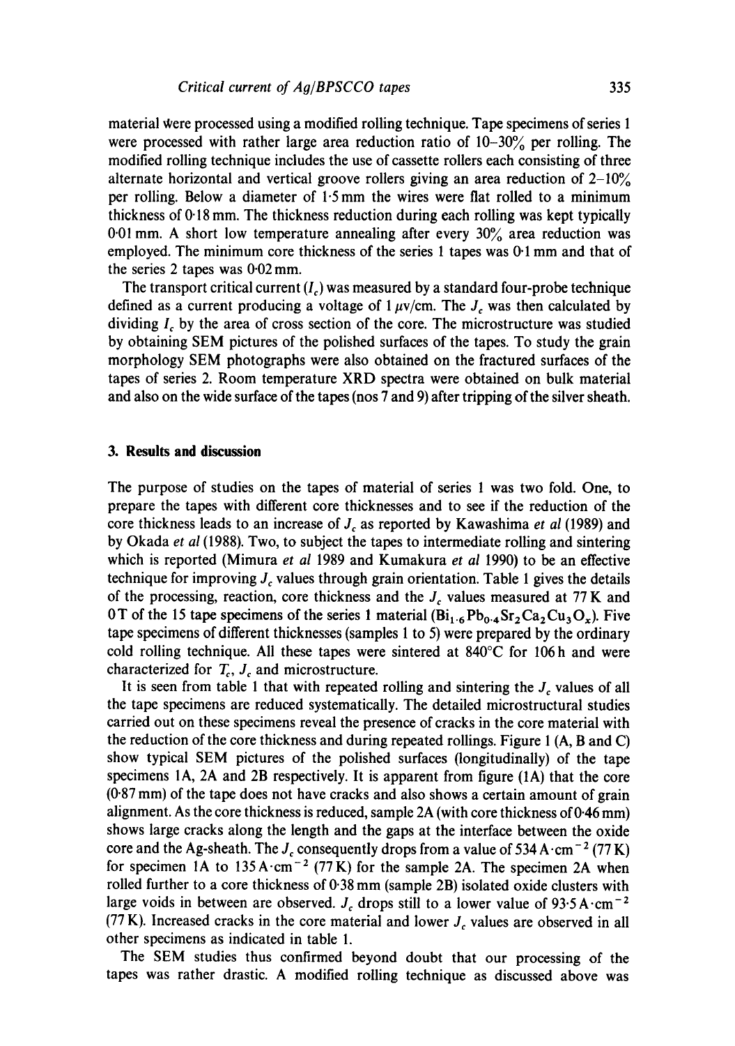material were processed using a modified rolling technique. Tape specimens of series 1 were processed with rather large area reduction ratio of 10–30% per rolling. The modified rolling technique includes the use of cassette rollers each consisting of three alternate horizontal and vertical groove rollers giving an area reduction of 2–10% per rolling. Below a diameter of 1·5 mm the wires were flat rolled to a minimum thickness of 0·18 mm. The thickness reduction during each rolling was kept typically 0·01 mm. A short low temperature annealing after every 30% area reduction was employed. The minimum core thickness of the series 1 tapes was 0·1 mm and that of the series 2 tapes was 0·02 mm.

The transport critical current ($I_c$) was measured by a standard four-probe technique defined as a current producing a voltage of 1 $\mu$v/cm. The $J_c$ was then calculated by dividing $I_c$ by the area of cross section of the core. The microstructure was studied by obtaining SEM pictures of the polished surfaces of the tapes. To study the grain morphology SEM photographs were also obtained on the fractured surfaces of the tapes of series 2. Room temperature XRD spectra were obtained on bulk material and also on the wide surface of the tapes (nos 7 and 9) after tripping of the silver sheath.

## 3. Results and discussion

The purpose of studies on the tapes of material of series 1 was two fold. One, to prepare the tapes with different core thicknesses and to see if the reduction of the core thickness leads to an increase of $J_c$ as reported by Kawashima *et al* (1989) and by Okada *et al* (1988). Two, to subject the tapes to intermediate rolling and sintering which is reported (Mimura *et al* 1989 and Kumakura *et al* 1990) to be an effective technique for improving $J_c$ values through grain orientation. Table 1 gives the details of the processing, reaction, core thickness and the $J_c$ values measured at 77 K and 0 T of the 15 tape specimens of the series 1 material ($Bi_{1.6}Pb_{0.4}Sr_2Ca_2Cu_3O_x$). Five tape specimens of different thicknesses (samples 1 to 5) were prepared by the ordinary cold rolling technique. All these tapes were sintered at 840°C for 106 h and were characterized for $T_c$, $J_c$ and microstructure.

It is seen from table 1 that with repeated rolling and sintering the $J_c$ values of all the tape specimens are reduced systematically. The detailed microstructural studies carried out on these specimens reveal the presence of cracks in the core material with the reduction of the core thickness and during repeated rollings. Figure 1 (A, B and C) show typical SEM pictures of the polished surfaces (longitudinally) of the tape specimens 1A, 2A and 2B respectively. It is apparent from figure (1A) that the core (0·87 mm) of the tape does not have cracks and also shows a certain amount of grain alignment. As the core thickness is reduced, sample 2A (with core thickness of 0·46 mm) shows large cracks along the length and the gaps at the interface between the oxide core and the Ag-sheath. The $J_c$ consequently drops from a value of 534 A·cm$^{-2}$ (77 K) for specimen 1A to 135 A·cm$^{-2}$ (77 K) for the sample 2A. The specimen 2A when rolled further to a core thickness of 0·38 mm (sample 2B) isolated oxide clusters with large voids in between are observed. $J_c$ drops still to a lower value of 93·5 A·cm$^{-2}$ (77 K). Increased cracks in the core material and lower $J_c$ values are observed in all other specimens as indicated in table 1.

The SEM studies thus confirmed beyond doubt that our processing of the tapes was rather drastic. A modified rolling technique as discussed above was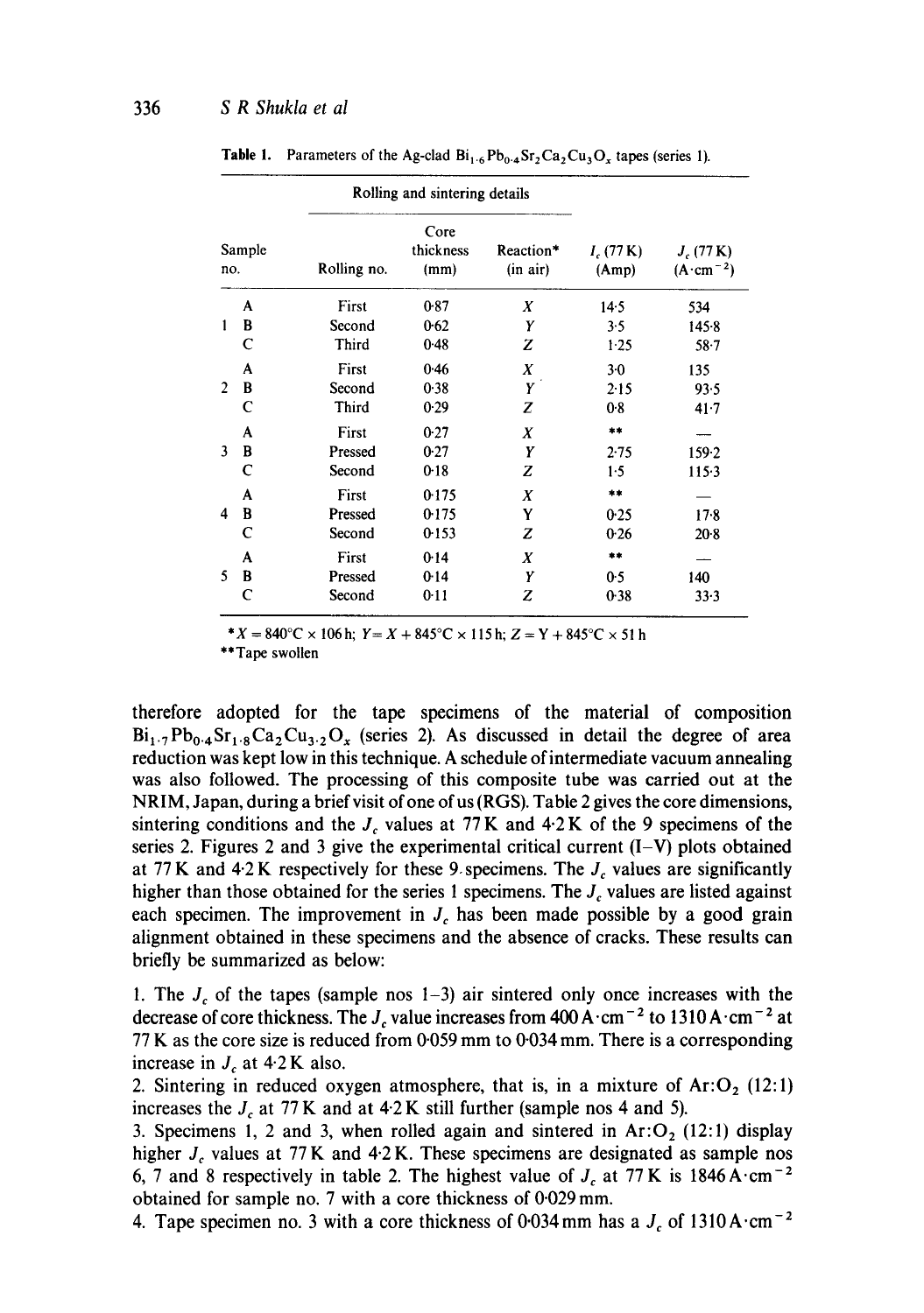**Table 1.** Parameters of the Ag-clad $Bi_{1.6}Pb_{0.4}Sr_2Ca_2Cu_3O_x$ tapes (series 1).

| Sample no. | | Rolling and sintering details | | | $I_c$ (77 K) (Amp) | $J_c$ (77 K) ($A \cdot cm^{-2}$) |
|---|---|---|---|---|---|---|
| | | Rolling no. | Core thickness (mm) | Reaction* (in air) | | |
| 1 | A | First | 0·87 | $X$ | 14·5 | 534 |
| | B | Second | 0·62 | $Y$ | 3·5 | 145·8 |
| | C | Third | 0·48 | $Z$ | 1·25 | 58·7 |
| 2 | A | First | 0·46 | $X$ | 3·0 | 135 |
| | B | Second | 0·38 | $Y$ | 2·15 | 93·5 |
| | C | Third | 0·29 | $Z$ | 0·8 | 41·7 |
| 3 | A | First | 0·27 | $X$ | ** | — |
| | B | Pressed | 0·27 | $Y$ | 2·75 | 159·2 |
| | C | Second | 0·18 | $Z$ | 1·5 | 115·3 |
| 4 | A | First | 0·175 | $X$ | ** | — |
| | B | Pressed | 0·175 | Y | 0·25 | 17·8 |
| | C | Second | 0·153 | $Z$ | 0·26 | 20·8 |
| 5 | A | First | 0·14 | $X$ | ** | — |
| | B | Pressed | 0·14 | $Y$ | 0·5 | 140 |
| | C | Second | 0·11 | $Z$ | 0·38 | 33·3 |

*$X = 840°C \times 106\,h$; $Y = X + 845°C \times 115\,h$; $Z = Y + 845°C \times 51\,h$
**Tape swollen

therefore adopted for the tape specimens of the material of composition $Bi_{1.7}Pb_{0.4}Sr_{1.8}Ca_2Cu_{3.2}O_x$ (series 2). As discussed in detail the degree of area reduction was kept low in this technique. A schedule of intermediate vacuum annealing was also followed. The processing of this composite tube was carried out at the NRIM, Japan, during a brief visit of one of us (RGS). Table 2 gives the core dimensions, sintering conditions and the $J_c$ values at 77 K and 4·2 K of the 9 specimens of the series 2. Figures 2 and 3 give the experimental critical current (I–V) plots obtained at 77 K and 4·2 K respectively for these 9 specimens. The $J_c$ values are significantly higher than those obtained for the series 1 specimens. The $J_c$ values are listed against each specimen. The improvement in $J_c$ has been made possible by a good grain alignment obtained in these specimens and the absence of cracks. These results can briefly be summarized as below:

1. The $J_c$ of the tapes (sample nos 1–3) air sintered only once increases with the decrease of core thickness. The $J_c$ value increases from 400 $A \cdot cm^{-2}$ to 1310 $A \cdot cm^{-2}$ at 77 K as the core size is reduced from 0·059 mm to 0·034 mm. There is a corresponding increase in $J_c$ at 4·2 K also.
2. Sintering in reduced oxygen atmosphere, that is, in a mixture of Ar:$O_2$ (12:1) increases the $J_c$ at 77 K and at 4·2 K still further (sample nos 4 and 5).
3. Specimens 1, 2 and 3, when rolled again and sintered in Ar:$O_2$ (12:1) display higher $J_c$ values at 77 K and 4·2 K. These specimens are designated as sample nos 6, 7 and 8 respectively in table 2. The highest value of $J_c$ at 77 K is 1846 $A \cdot cm^{-2}$ obtained for sample no. 7 with a core thickness of 0·029 mm.
4. Tape specimen no. 3 with a core thickness of 0·034 mm has a $J_c$ of 1310 $A \cdot cm^{-2}$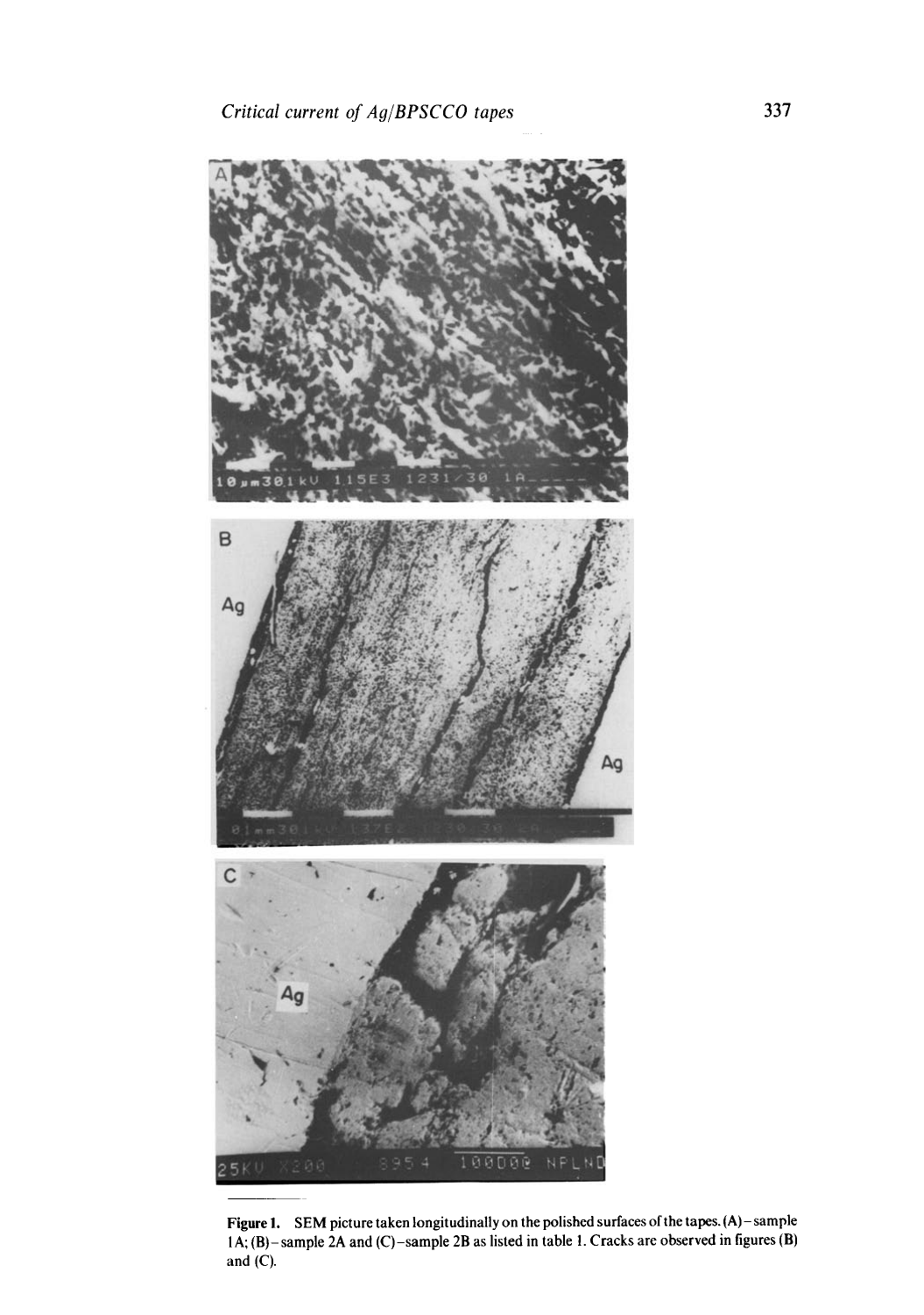**Figure 1.** SEM picture taken longitudinally on the polished surfaces of the tapes. (A) – sample 1A; (B) – sample 2A and (C) – sample 2B as listed in table 1. Cracks are observed in figures (B) and (C).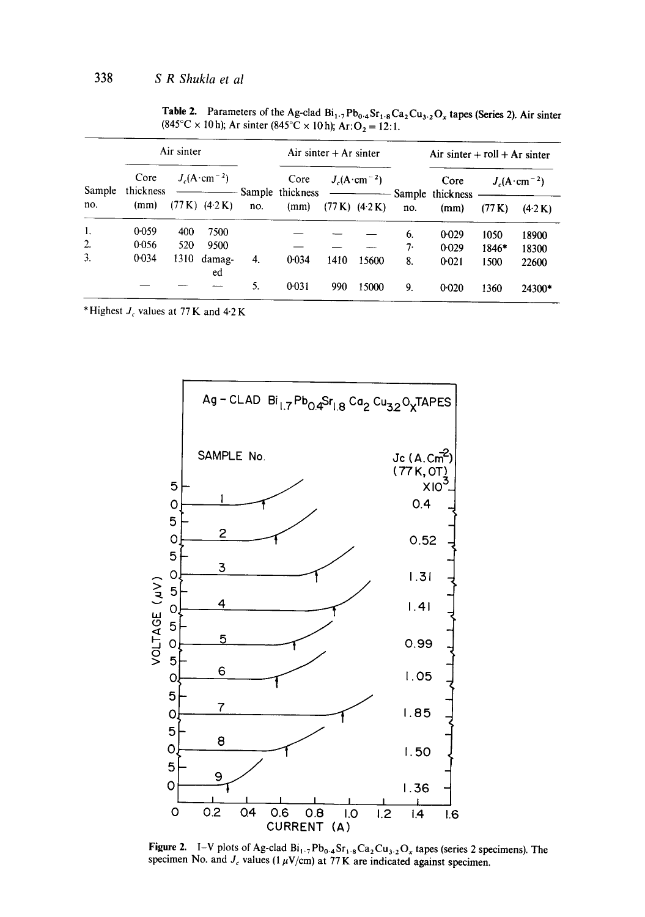**Table 2.** Parameters of the Ag-clad $Bi_{1.7}Pb_{0.4}Sr_{1.8}Ca_2Cu_{3.2}O_x$ tapes (Series 2). Air sinter (845°C × 10 h); Ar sinter (845°C × 10 h); Ar:$O_2$ = 12:1.

| Air sinter | | | | Air sinter + Ar sinter | | | | Air sinter + roll + Ar sinter | | | |
|---|---|---|---|---|---|---|---|---|---|---|---|
| Sample no. | Core thickness (mm) | $J_c$(A·cm$^{-2}$) (77 K) | $J_c$(A·cm$^{-2}$) (4·2 K) | Sample no. | Core thickness (mm) | $J_c$(A·cm$^{-2}$) (77 K) | $J_c$(A·cm$^{-2}$) (4·2 K) | Sample no. | Core thickness (mm) | $J_c$(A·cm$^{-2}$) (77 K) | $J_c$(A·cm$^{-2}$) (4·2 K) |
| 1. | 0·059 | 400 | 7500 | | — | — | — | 6. | 0·029 | 1050 | 18900 |
| 2. | 0·056 | 520 | 9500 | | — | — | — | 7. | 0·029 | 1846* | 18300 |
| 3. | 0·034 | 1310 | damaged | 4. | 0·034 | 1410 | 15600 | 8. | 0·021 | 1500 | 22600 |
| | — | — | — | 5. | 0·031 | 990 | 15000 | 9. | 0·020 | 1360 | 24300* |

*Highest $J_c$ values at 77 K and 4·2 K

**Figure 2.** I–V plots of Ag-clad $Bi_{1.7}Pb_{0.4}Sr_{1.8}Ca_2Cu_{3.2}O_x$ tapes (series 2 specimens). The specimen No. and $J_c$ values (1 $\mu$V/cm) at 77 K are indicated against specimen.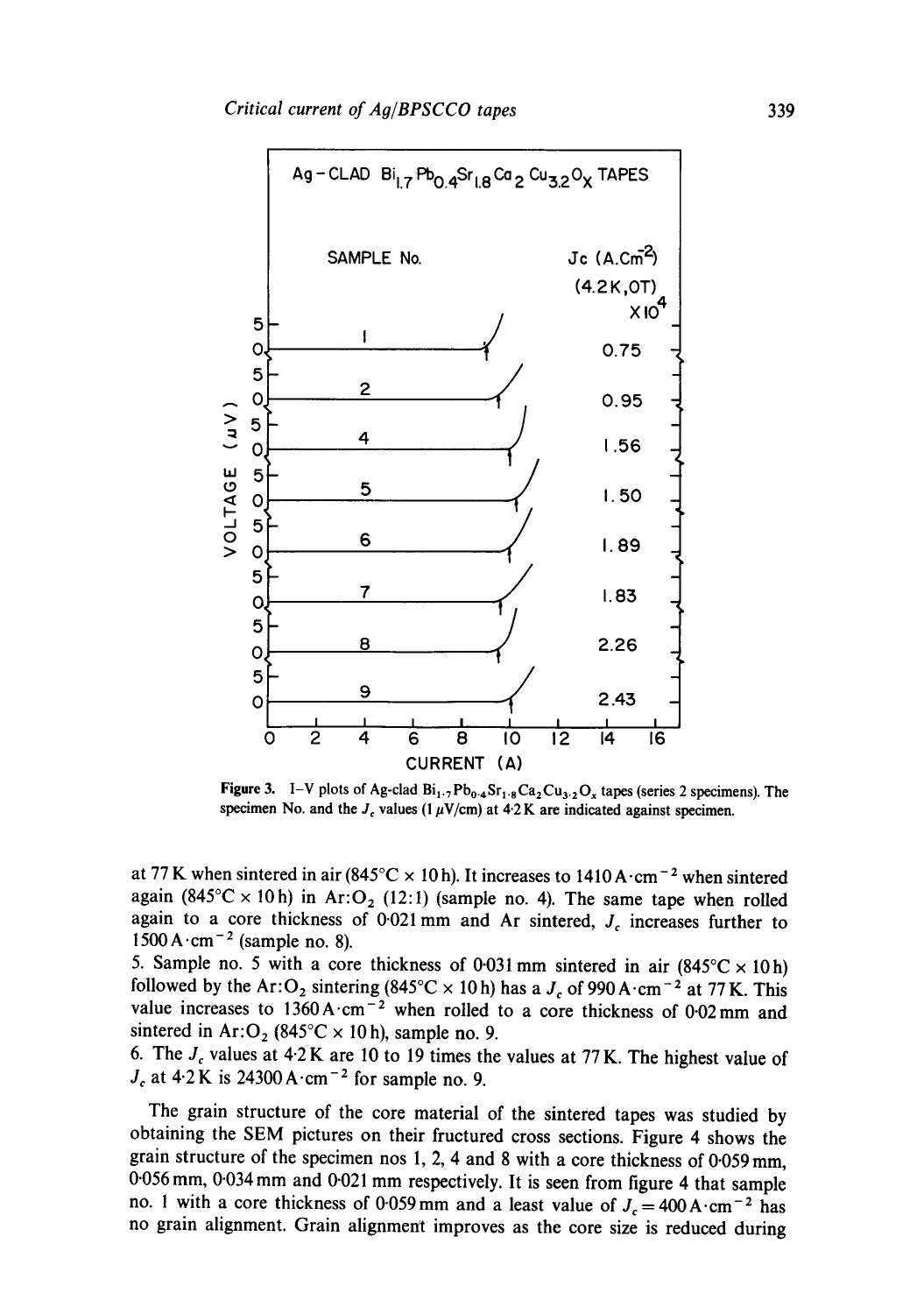Figure 3. I–V plots of Ag-clad $Bi_{1.7}Pb_{0.4}Sr_{1.8}Ca_2Cu_{3.2}O_x$ tapes (series 2 specimens). The specimen No. and the $J_c$ values (1 $\mu$V/cm) at 4·2 K are indicated against specimen.

at 77 K when sintered in air (845°C × 10 h). It increases to 1410 A·cm$^{-2}$ when sintered again (845°C × 10 h) in Ar:$O_2$ (12:1) (sample no. 4). The same tape when rolled again to a core thickness of 0·021 mm and Ar sintered, $J_c$ increases further to 1500 A·cm$^{-2}$ (sample no. 8).

5. Sample no. 5 with a core thickness of 0·031 mm sintered in air (845°C × 10 h) followed by the Ar:$O_2$ sintering (845°C × 10 h) has a $J_c$ of 990 A·cm$^{-2}$ at 77 K. This value increases to 1360 A·cm$^{-2}$ when rolled to a core thickness of 0·02 mm and sintered in Ar:$O_2$ (845°C × 10 h), sample no. 9.

6. The $J_c$ values at 4·2 K are 10 to 19 times the values at 77 K. The highest value of $J_c$ at 4·2 K is 24300 A·cm$^{-2}$ for sample no. 9.

The grain structure of the core material of the sintered tapes was studied by obtaining the SEM pictures on their fructured cross sections. Figure 4 shows the grain structure of the specimen nos 1, 2, 4 and 8 with a core thickness of 0·059 mm, 0·056 mm, 0·034 mm and 0·021 mm respectively. It is seen from figure 4 that sample no. 1 with a core thickness of 0·059 mm and a least value of $J_c$ = 400 A·cm$^{-2}$ has no grain alignment. Grain alignment improves as the core size is reduced during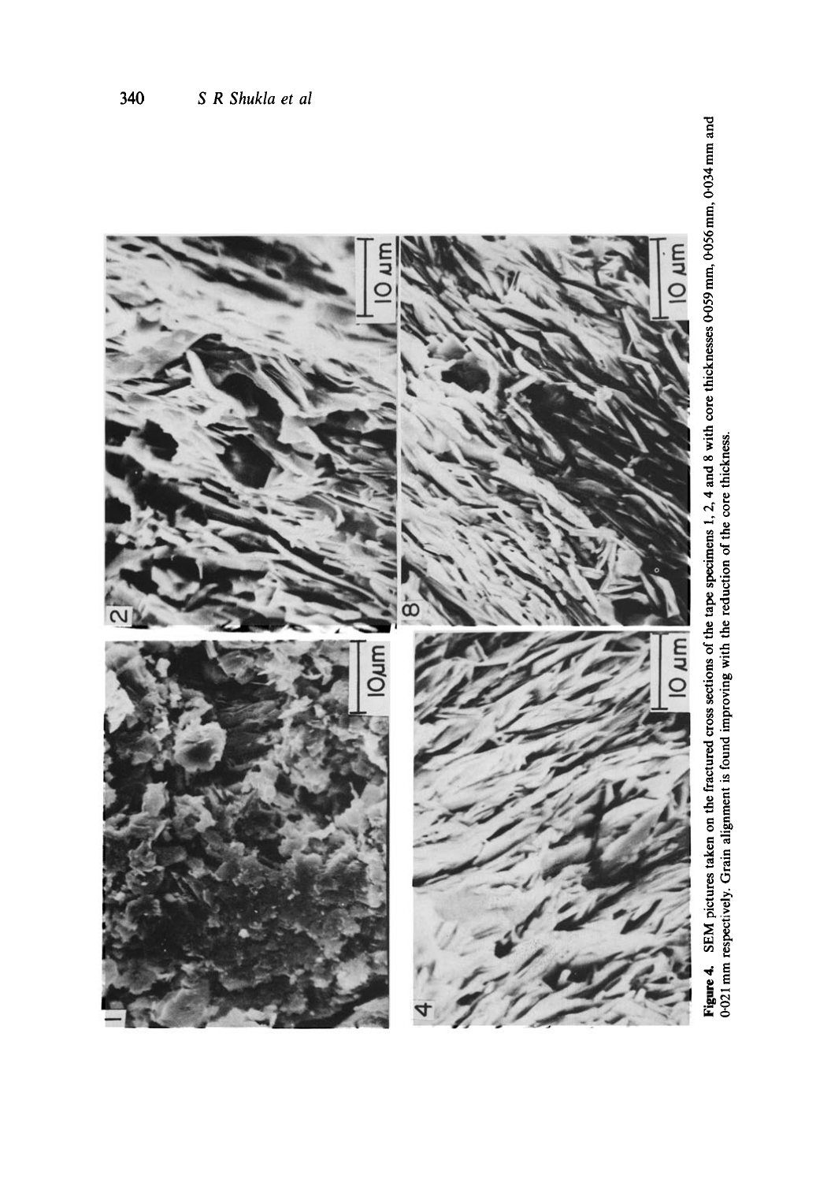**Figure 4.** SEM pictures taken on the fractured cross sections of the tape specimens 1, 2, 4 and 8 with core thicknesses 0·059 mm, 0·056 mm, 0·034 mm and 0·021 mm respectively. Grain alignment is found improving with the reduction of the core thickness.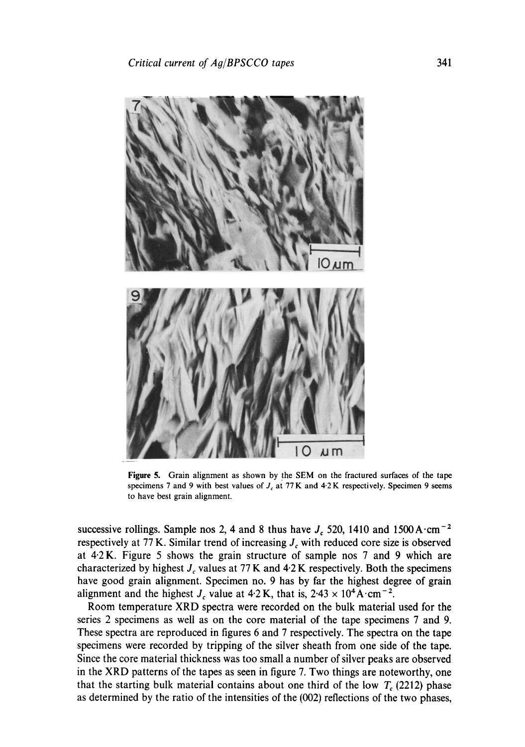**Figure 5.** Grain alignment as shown by the SEM on the fractured surfaces of the tape specimens 7 and 9 with best values of $J_c$ at 77 K and 4·2 K respectively. Specimen 9 seems to have best grain alignment.

successive rollings. Sample nos 2, 4 and 8 thus have $J_c$ 520, 1410 and 1500 $A \cdot cm^{-2}$ respectively at 77 K. Similar trend of increasing $J_c$ with reduced core size is observed at 4·2 K. Figure 5 shows the grain structure of sample nos 7 and 9 which are characterized by highest $J_c$ values at 77 K and 4·2 K respectively. Both the specimens have good grain alignment. Specimen no. 9 has by far the highest degree of grain alignment and the highest $J_c$ value at 4·2 K, that is, $2 \cdot 43 \times 10^4 A \cdot cm^{-2}$.

Room temperature XRD spectra were recorded on the bulk material used for the series 2 specimens as well as on the core material of the tape specimens 7 and 9. These spectra are reproduced in figures 6 and 7 respectively. The spectra on the tape specimens were recorded by tripping of the silver sheath from one side of the tape. Since the core material thickness was too small a number of silver peaks are observed in the XRD patterns of the tapes as seen in figure 7. Two things are noteworthy, one that the starting bulk material contains about one third of the low $T_c$ (2212) phase as determined by the ratio of the intensities of the (002) reflections of the two phases,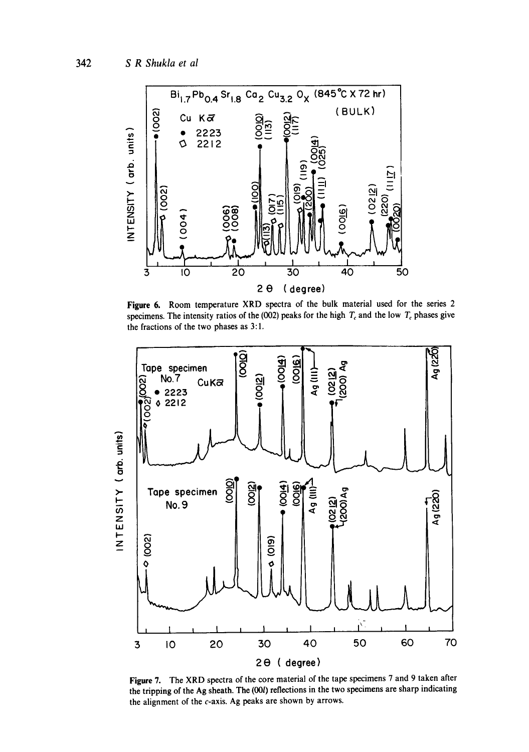**Figure 6.** Room temperature XRD spectra of the bulk material used for the series 2 specimens. The intensity ratios of the (002) peaks for the high $T_c$ and the low $T_c$ phases give the fractions of the two phases as 3:1.

**Figure 7.** The XRD spectra of the core material of the tape specimens 7 and 9 taken after the tripping of the Ag sheath. The (00*l*) reflections in the two specimens are sharp indicating the alignment of the *c*-axis. Ag peaks are shown by arrows.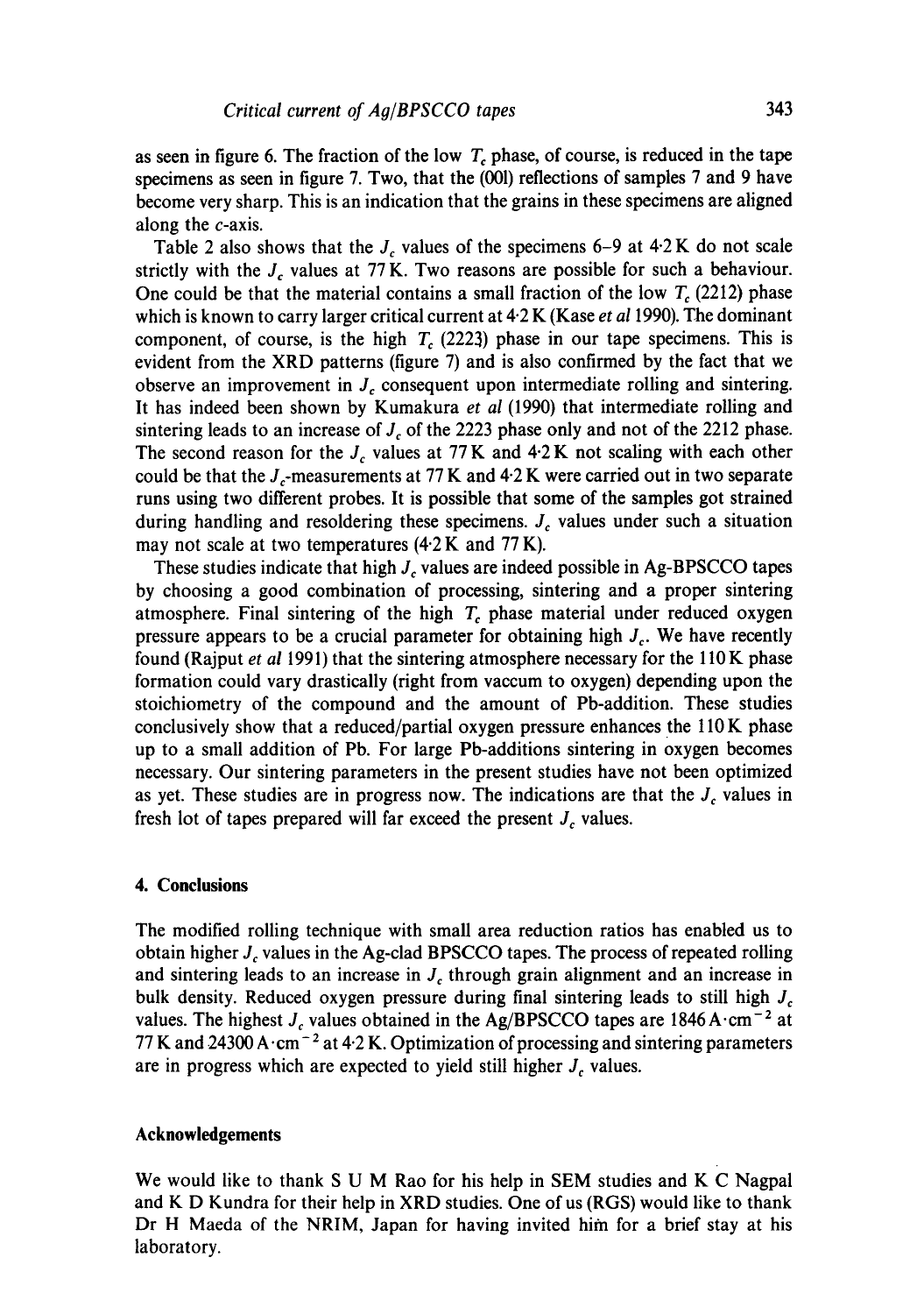as seen in figure 6. The fraction of the low $T_c$ phase, of course, is reduced in the tape specimens as seen in figure 7. Two, that the (00l) reflections of samples 7 and 9 have become very sharp. This is an indication that the grains in these specimens are aligned along the $c$-axis.

Table 2 also shows that the $J_c$ values of the specimens 6–9 at 4·2 K do not scale strictly with the $J_c$ values at 77 K. Two reasons are possible for such a behaviour. One could be that the material contains a small fraction of the low $T_c$ (2212) phase which is known to carry larger critical current at 4·2 K (Kase *et al* 1990). The dominant component, of course, is the high $T_c$ (2223) phase in our tape specimens. This is evident from the XRD patterns (figure 7) and is also confirmed by the fact that we observe an improvement in $J_c$ consequent upon intermediate rolling and sintering. It has indeed been shown by Kumakura *et al* (1990) that intermediate rolling and sintering leads to an increase of $J_c$ of the 2223 phase only and not of the 2212 phase. The second reason for the $J_c$ values at 77 K and 4·2 K not scaling with each other could be that the $J_c$-measurements at 77 K and 4·2 K were carried out in two separate runs using two different probes. It is possible that some of the samples got strained during handling and resoldering these specimens. $J_c$ values under such a situation may not scale at two temperatures (4·2 K and 77 K).

These studies indicate that high $J_c$ values are indeed possible in Ag-BPSCCO tapes by choosing a good combination of processing, sintering and a proper sintering atmosphere. Final sintering of the high $T_c$ phase material under reduced oxygen pressure appears to be a crucial parameter for obtaining high $J_c$. We have recently found (Rajput *et al* 1991) that the sintering atmosphere necessary for the 110 K phase formation could vary drastically (right from vaccum to oxygen) depending upon the stoichiometry of the compound and the amount of Pb-addition. These studies conclusively show that a reduced/partial oxygen pressure enhances the 110 K phase up to a small addition of Pb. For large Pb-additions sintering in oxygen becomes necessary. Our sintering parameters in the present studies have not been optimized as yet. These studies are in progress now. The indications are that the $J_c$ values in fresh lot of tapes prepared will far exceed the present $J_c$ values.

## 4. Conclusions

The modified rolling technique with small area reduction ratios has enabled us to obtain higher $J_c$ values in the Ag-clad BPSCCO tapes. The process of repeated rolling and sintering leads to an increase in $J_c$ through grain alignment and an increase in bulk density. Reduced oxygen pressure during final sintering leads to still high $J_c$ values. The highest $J_c$ values obtained in the Ag/BPSCCO tapes are 1846 $A \cdot cm^{-2}$ at 77 K and 24300 $A \cdot cm^{-2}$ at 4·2 K. Optimization of processing and sintering parameters are in progress which are expected to yield still higher $J_c$ values.

## Acknowledgements

We would like to thank S U M Rao for his help in SEM studies and K C Nagpal and K D Kundra for their help in XRD studies. One of us (RGS) would like to thank Dr H Maeda of the NRIM, Japan for having invited him for a brief stay at his laboratory.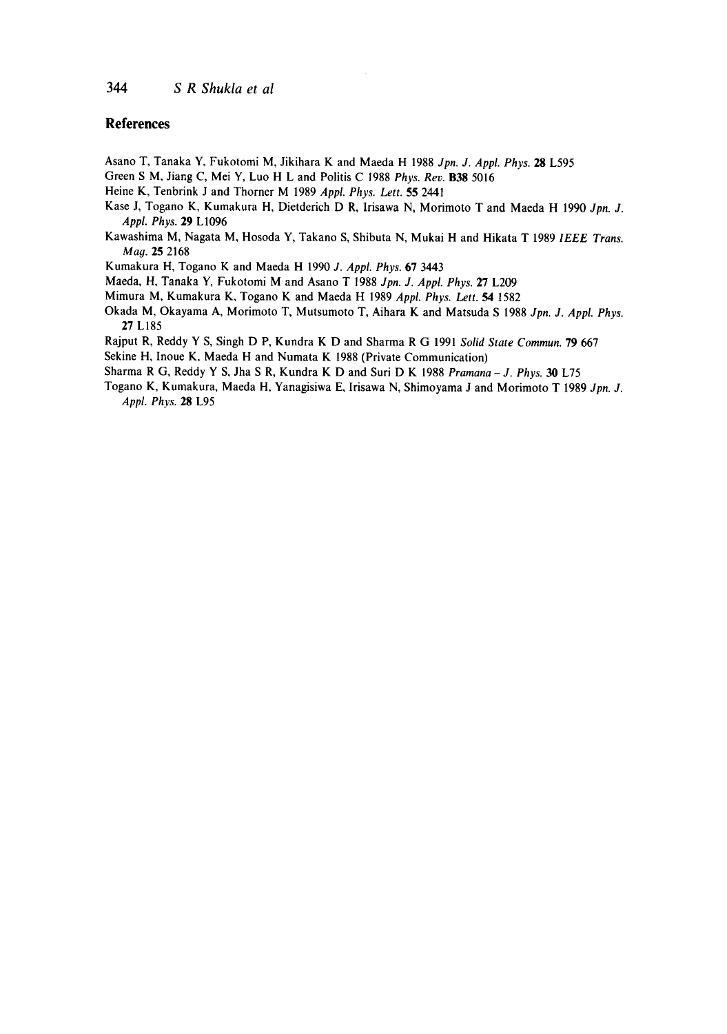## References

Asano T, Tanaka Y, Fukotomi M, Jikihara K and Maeda H 1988 *Jpn. J. Appl. Phys.* **28** L595

Green S M, Jiang C, Mei Y, Luo H L and Politis C 1988 *Phys. Rev.* **B38** 5016

Heine K, Tenbrink J and Thorner M 1989 *Appl. Phys. Lett.* **55** 2441

Kase J, Togano K, Kumakura H, Dietderich D R, Irisawa N, Morimoto T and Maeda H 1990 *Jpn. J. Appl. Phys.* **29** L1096

Kawashima M, Nagata M, Hosoda Y, Takano S, Shibuta N, Mukai H and Hikata T 1989 *IEEE Trans. Mag.* **25** 2168

Kumakura H, Togano K and Maeda H 1990 *J. Appl. Phys.* **67** 3443

Maeda, H, Tanaka Y, Fukotomi M and Asano T 1988 *Jpn. J. Appl. Phys.* **27** L209

Mimura M, Kumakura K, Togano K and Maeda H 1989 *Appl. Phys. Lett.* **54** 1582

Okada M, Okayama A, Morimoto T, Mutsumoto T, Aihara K and Matsuda S 1988 *Jpn. J. Appl. Phys.* **27** L185

Rajput R, Reddy Y S, Singh D P, Kundra K D and Sharma R G 1991 *Solid State Commun.* **79** 667

Sekine H, Inoue K, Maeda H and Numata K 1988 (Private Communication)

Sharma R G, Reddy Y S, Jha S R, Kundra K D and Suri D K 1988 *Pramana – J. Phys.* **30** L75

Togano K, Kumakura, Maeda H, Yanagisiwa E, Irisawa N, Shimoyama J and Morimoto T 1989 *Jpn. J. Appl. Phys.* **28** L95